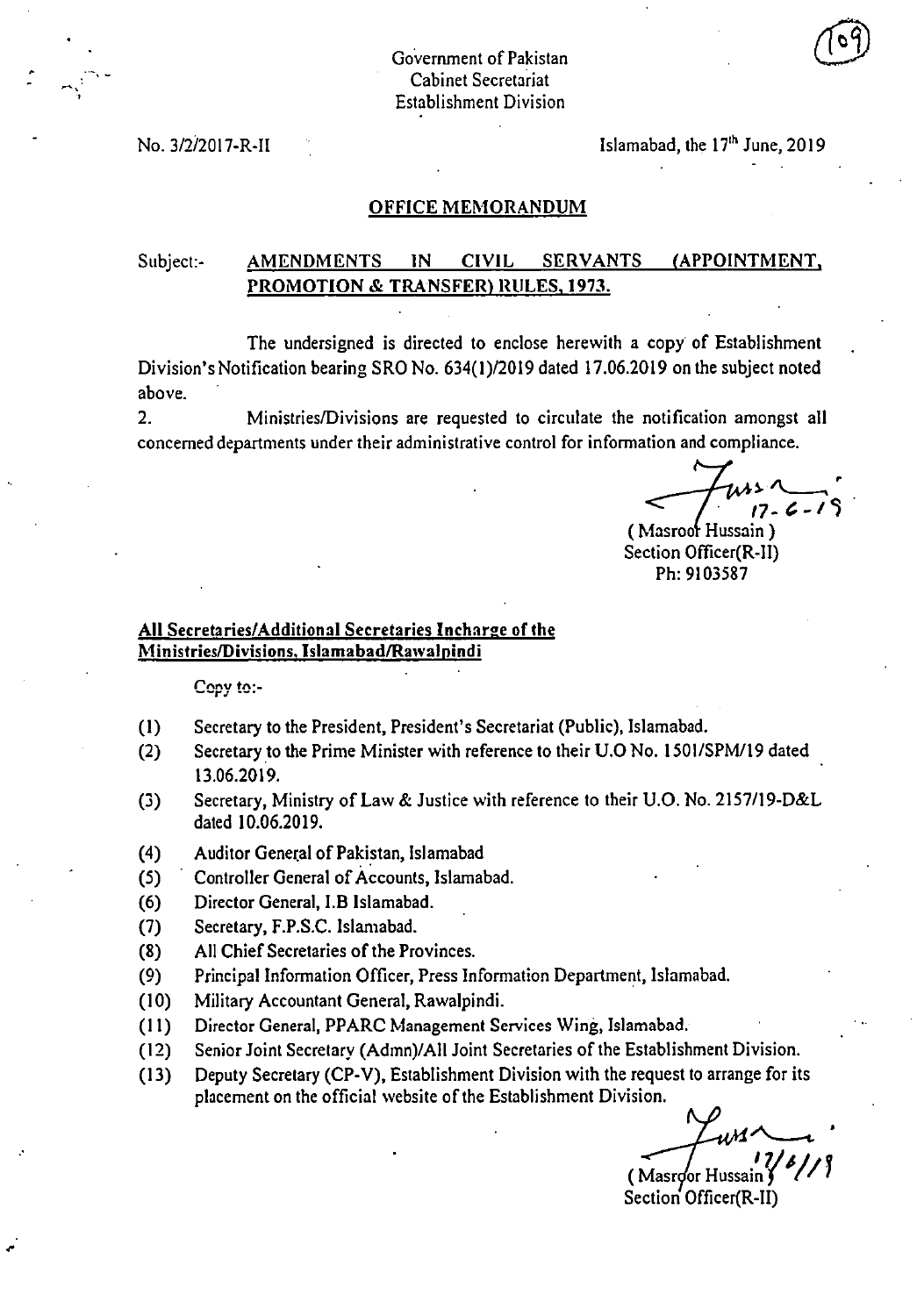Government of Pakistan
Cabinet Secretariat
Establishment Division

No. 3/2/2017-R-II

Islamabad, the 17th June, 2019

## OFFICE MEMORANDUM

Subject:- **AMENDMENTS IN CIVIL SERVANTS (APPOINTMENT, PROMOTION & TRANSFER) RULES, 1973.**

The undersigned is directed to enclose herewith a copy of Establishment Division's Notification bearing SRO No. 634(1)/2019 dated 17.06.2019 on the subject noted above.

2. Ministries/Divisions are requested to circulate the notification amongst all concerned departments under their administrative control for information and compliance.

17-6-19
(Masroor Hussain)
Section Officer(R-II)
Ph: 9103587

**All Secretaries/Additional Secretaries Incharge of the Ministries/Divisions, Islamabad/Rawalpindi**

Copy to:-

(1) Secretary to the President, President's Secretariat (Public), Islamabad.
(2) Secretary to the Prime Minister with reference to their U.O No. 1501/SPM/19 dated 13.06.2019.
(3) Secretary, Ministry of Law & Justice with reference to their U.O. No. 2157/19-D&L dated 10.06.2019.
(4) Auditor General of Pakistan, Islamabad
(5) Controller General of Accounts, Islamabad.
(6) Director General, I.B Islamabad.
(7) Secretary, F.P.S.C. Islamabad.
(8) All Chief Secretaries of the Provinces.
(9) Principal Information Officer, Press Information Department, Islamabad.
(10) Military Accountant General, Rawalpindi.
(11) Director General, PPARC Management Services Wing, Islamabad.
(12) Senior Joint Secretary (Admn)/All Joint Secretaries of the Establishment Division.
(13) Deputy Secretary (CP-V), Establishment Division with the request to arrange for its placement on the official website of the Establishment Division.

17/6/19
(Masroor Hussain)
Section Officer(R-II)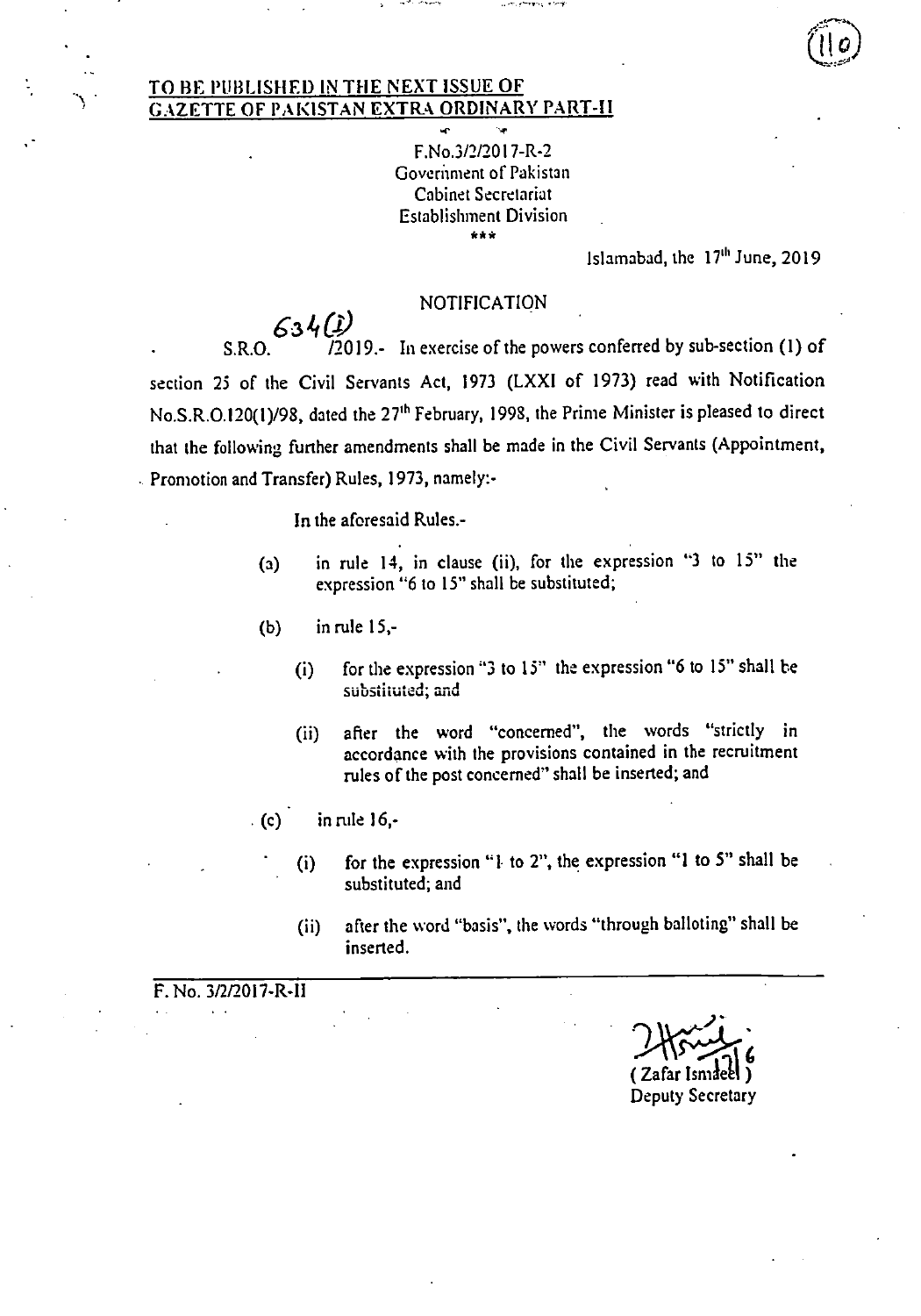<u>TO BE PUBLISHED IN THE NEXT ISSUE OF GAZETTE OF PAKISTAN EXTRA ORDINARY PART-II</u>

F.No.3/2/2017-R-2
Government of Pakistan
Cabinet Secretariat
Establishment Division
\*\*\*

Islamabad, the 17th June, 2019

NOTIFICATION

S.R.O. 634(I)/2019.- In exercise of the powers conferred by sub-section (1) of section 25 of the Civil Servants Act, 1973 (LXXI of 1973) read with Notification No.S.R.O.120(1)/98, dated the 27th February, 1998, the Prime Minister is pleased to direct that the following further amendments shall be made in the Civil Servants (Appointment, Promotion and Transfer) Rules, 1973, namely:-

In the aforesaid Rules.-

(a) in rule 14, in clause (ii), for the expression "3 to 15" the expression "6 to 15" shall be substituted;

(b) in rule 15,-

(i) for the expression "3 to 15" the expression "6 to 15" shall be substituted; and

(ii) after the word "concerned", the words "strictly in accordance with the provisions contained in the recruitment rules of the post concerned" shall be inserted; and

(c) in rule 16,-

(i) for the expression "1 to 2", the expression "1 to 5" shall be substituted; and

(ii) after the word "basis", the words "through balloting" shall be inserted.

F. No. 3/2/2017-R-II

(Zafar Ismaeel)
Deputy Secretary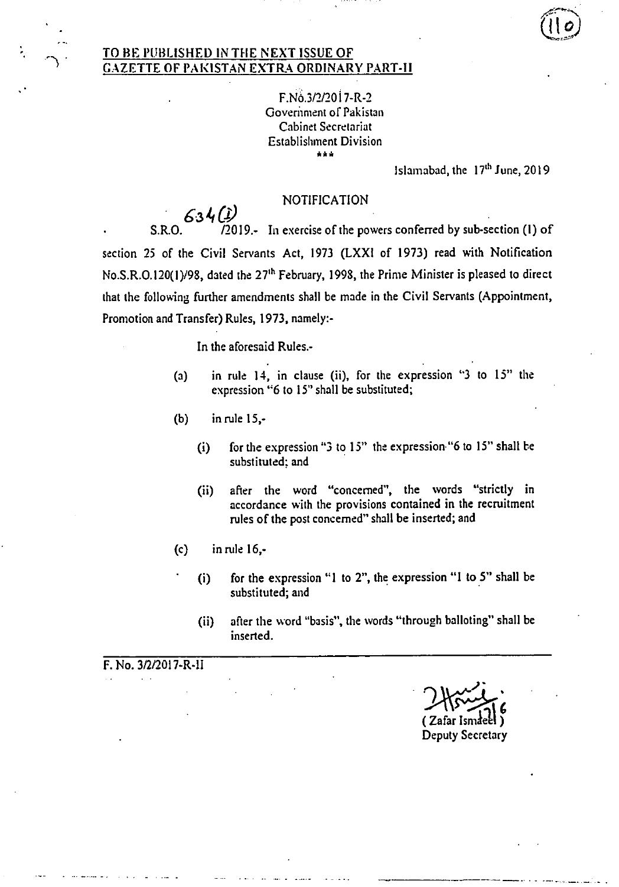**TO BE PUBLISHED IN THE NEXT ISSUE OF GAZETTE OF PAKISTAN EXTRA ORDINARY PART-II**

F.No.3/2/2017-R-2
Government of Pakistan
Cabinet Secretariat
Establishment Division
\*\*\*

Islamabad, the 17th June, 2019

NOTIFICATION

S.R.O. 634(I)/2019.- In exercise of the powers conferred by sub-section (1) of section 25 of the Civil Servants Act, 1973 (LXXI of 1973) read with Notification No.S.R.O.120(1)/98, dated the 27th February, 1998, the Prime Minister is pleased to direct that the following further amendments shall be made in the Civil Servants (Appointment, Promotion and Transfer) Rules, 1973, namely:-

In the aforesaid Rules.-

(a) in rule 14, in clause (ii), for the expression "3 to 15" the expression "6 to 15" shall be substituted;

(b) in rule 15,-

(i) for the expression "3 to 15" the expression "6 to 15" shall be substituted; and

(ii) after the word "concerned", the words "strictly in accordance with the provisions contained in the recruitment rules of the post concerned" shall be inserted; and

(c) in rule 16,-

(i) for the expression "1 to 2", the expression "1 to 5" shall be substituted; and

(ii) after the word "basis", the words "through balloting" shall be inserted.

F. No. 3/2/2017-R-II

(Zafar Ismaeel)
Deputy Secretary